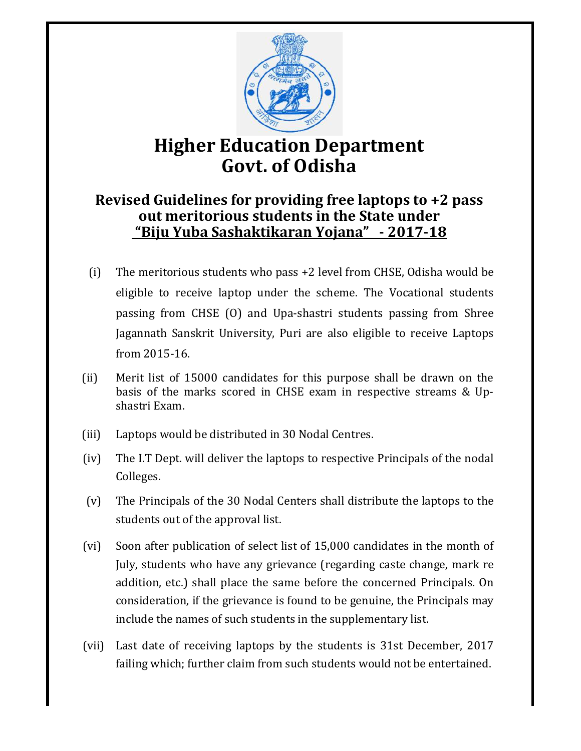# Higher Education Department
# Govt. of Odisha

## Revised Guidelines for providing free laptops to +2 pass out meritorious students in the State under "Biju Yuba Sashaktikaran Yojana" - 2017-18

(i) The meritorious students who pass +2 level from CHSE, Odisha would be eligible to receive laptop under the scheme. The Vocational students passing from CHSE (O) and Upa-shastri students passing from Shree Jagannath Sanskrit University, Puri are also eligible to receive Laptops from 2015-16.

(ii) Merit list of 15000 candidates for this purpose shall be drawn on the basis of the marks scored in CHSE exam in respective streams & Up-shastri Exam.

(iii) Laptops would be distributed in 30 Nodal Centres.

(iv) The I.T Dept. will deliver the laptops to respective Principals of the nodal Colleges.

(v) The Principals of the 30 Nodal Centers shall distribute the laptops to the students out of the approval list.

(vi) Soon after publication of select list of 15,000 candidates in the month of July, students who have any grievance (regarding caste change, mark re addition, etc.) shall place the same before the concerned Principals. On consideration, if the grievance is found to be genuine, the Principals may include the names of such students in the supplementary list.

(vii) Last date of receiving laptops by the students is 31st December, 2017 failing which; further claim from such students would not be entertained.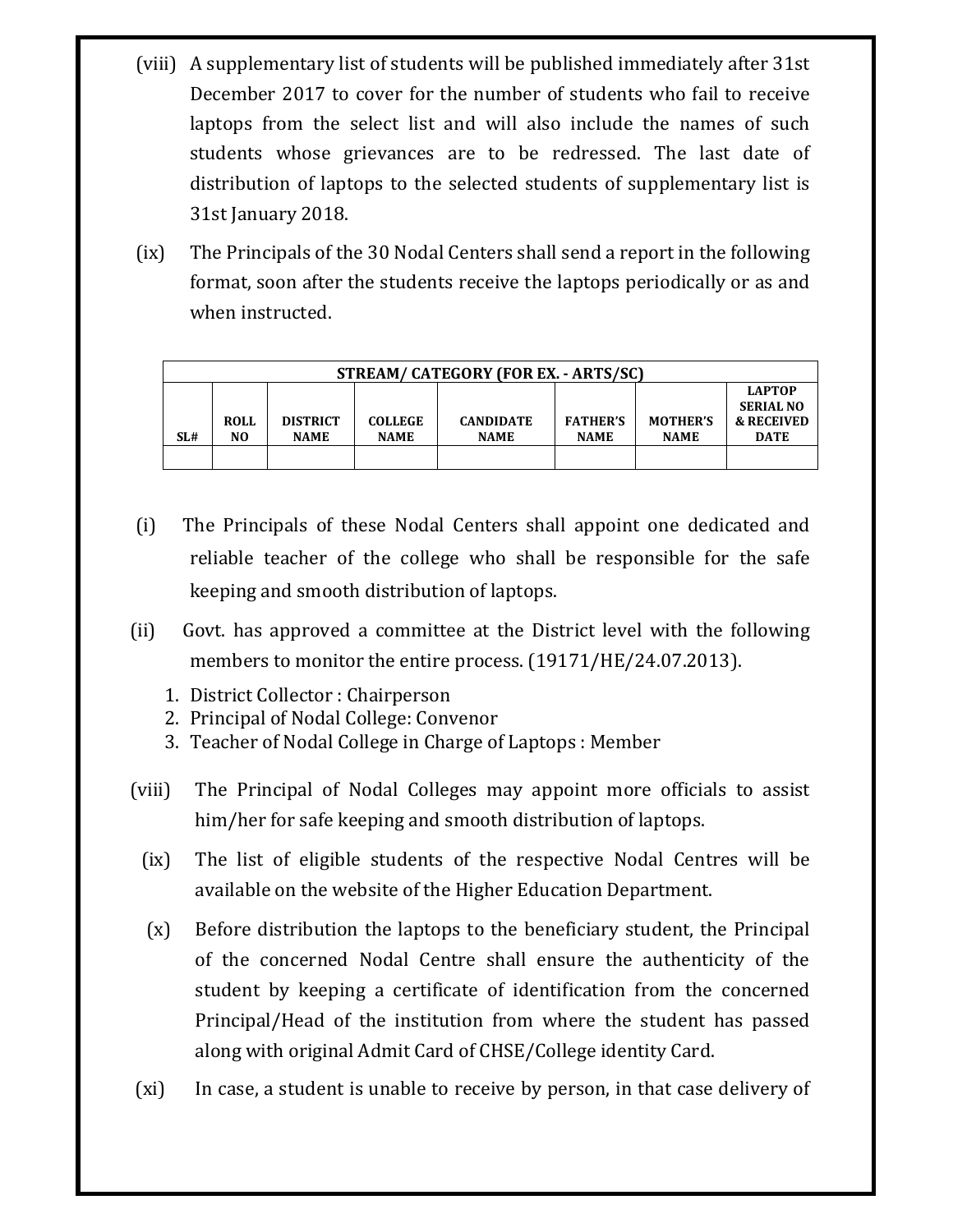(viii) A supplementary list of students will be published immediately after 31st December 2017 to cover for the number of students who fail to receive laptops from the select list and will also include the names of such students whose grievances are to be redressed. The last date of distribution of laptops to the selected students of supplementary list is 31st January 2018.

(ix) The Principals of the 30 Nodal Centers shall send a report in the following format, soon after the students receive the laptops periodically or as and when instructed.

| STREAM/ CATEGORY (FOR EX. - ARTS/SC) | | | | | | | |
|---|---|---|---|---|---|---|---|
| SL# | ROLL NO | DISTRICT NAME | COLLEGE NAME | CANDIDATE NAME | FATHER'S NAME | MOTHER'S NAME | LAPTOP SERIAL NO & RECEIVED DATE |
| | | | | | | | |

(i) The Principals of these Nodal Centers shall appoint one dedicated and reliable teacher of the college who shall be responsible for the safe keeping and smooth distribution of laptops.

(ii) Govt. has approved a committee at the District level with the following members to monitor the entire process. (19171/HE/24.07.2013).

1. District Collector : Chairperson
2. Principal of Nodal College: Convenor
3. Teacher of Nodal College in Charge of Laptops : Member

(viii) The Principal of Nodal Colleges may appoint more officials to assist him/her for safe keeping and smooth distribution of laptops.

(ix) The list of eligible students of the respective Nodal Centres will be available on the website of the Higher Education Department.

(x) Before distribution the laptops to the beneficiary student, the Principal of the concerned Nodal Centre shall ensure the authenticity of the student by keeping a certificate of identification from the concerned Principal/Head of the institution from where the student has passed along with original Admit Card of CHSE/College identity Card.

(xi) In case, a student is unable to receive by person, in that case delivery of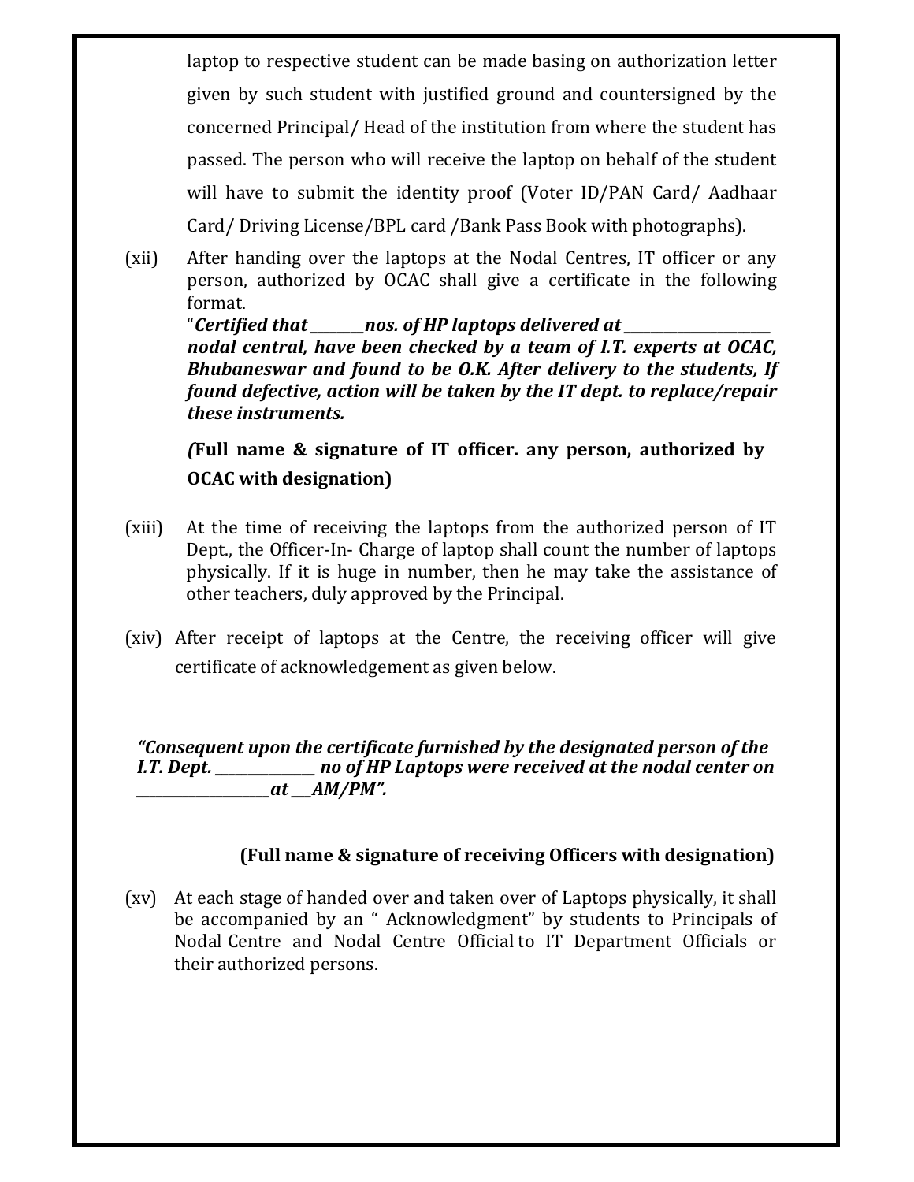laptop to respective student can be made basing on authorization letter given by such student with justified ground and countersigned by the concerned Principal/ Head of the institution from where the student has passed. The person who will receive the laptop on behalf of the student will have to submit the identity proof (Voter ID/PAN Card/ Aadhaar Card/ Driving License/BPL card /Bank Pass Book with photographs).

(xii) After handing over the laptops at the Nodal Centres, IT officer or any person, authorized by OCAC shall give a certificate in the following format.

"***Certified that ________nos. of HP laptops delivered at ______________________ nodal central, have been checked by a team of I.T. experts at OCAC, Bhubaneswar and found to be O.K. After delivery to the students, If found defective, action will be taken by the IT dept. to replace/repair these instruments.***

***(*Full name & signature of IT officer. any person, authorized by OCAC with designation)**

(xiii) At the time of receiving the laptops from the authorized person of IT Dept., the Officer-In- Charge of laptop shall count the number of laptops physically. If it is huge in number, then he may take the assistance of other teachers, duly approved by the Principal.

(xiv) After receipt of laptops at the Centre, the receiving officer will give certificate of acknowledgement as given below.

***"Consequent upon the certificate furnished by the designated person of the I.T. Dept. _______________ no of HP Laptops were received at the nodal center on ____________________at ___AM/PM".***

**(Full name & signature of receiving Officers with designation)**

(xv) At each stage of handed over and taken over of Laptops physically, it shall be accompanied by an " Acknowledgment" by students to Principals of Nodal Centre and Nodal Centre Official to IT Department Officials or their authorized persons.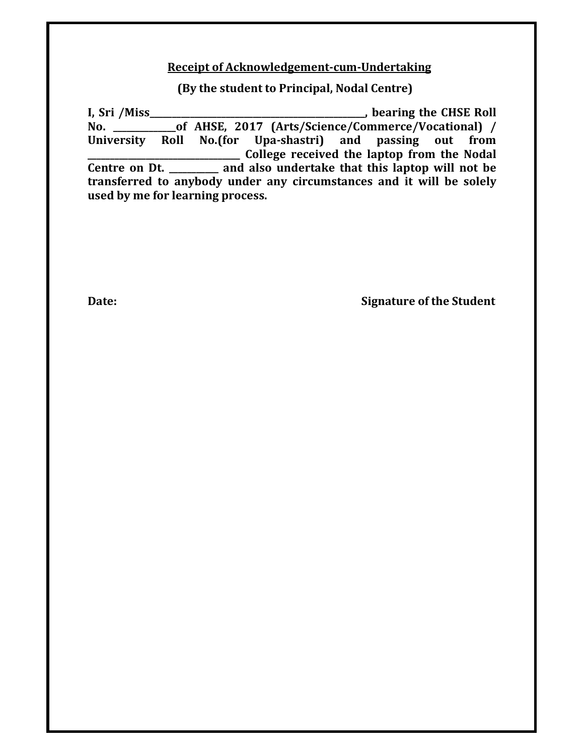**<u>Receipt of Acknowledgement-cum-Undertaking</u>**

**(By the student to Principal, Nodal Centre)**

**I, Sri /Miss______________________________________________, bearing the CHSE Roll No. _____________of AHSE, 2017 (Arts/Science/Commerce/Vocational) / University Roll No.(for Upa-shastri) and passing out from ________________________________ College received the laptop from the Nodal Centre on Dt. __________ and also undertake that this laptop will not be transferred to anybody under any circumstances and it will be solely used by me for learning process.**

**Date:** **Signature of the Student**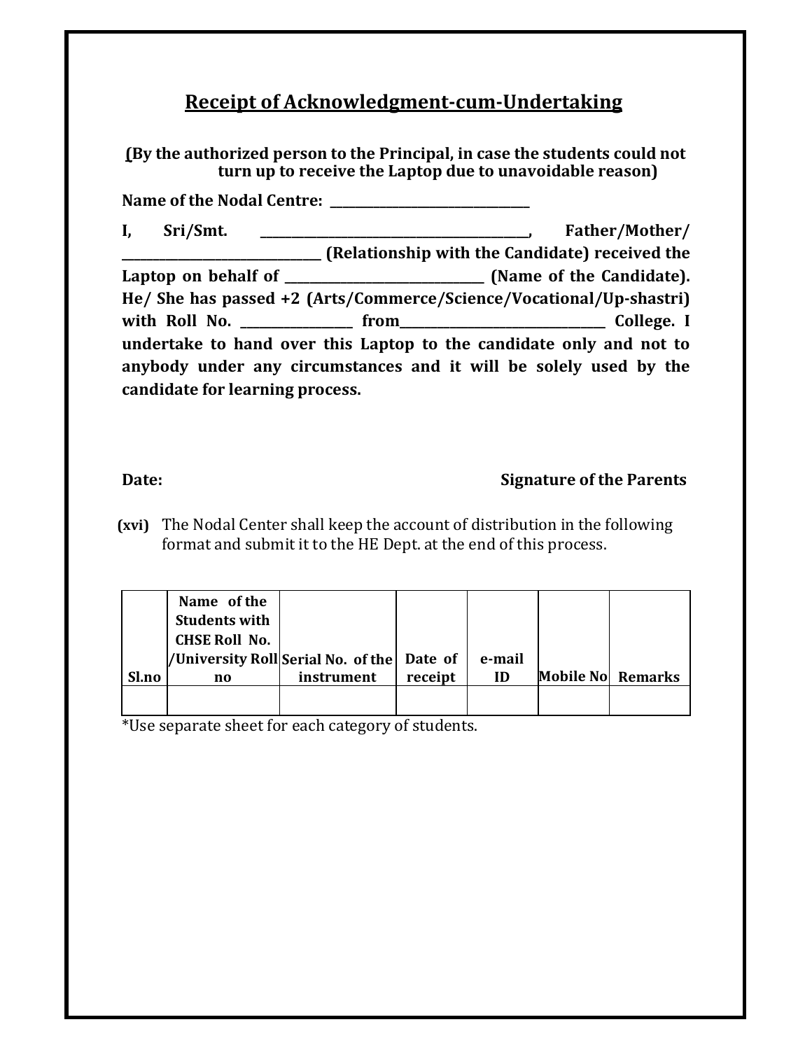## Receipt of Acknowledgment-cum-Undertaking

**(By the authorized person to the Principal, in case the students could not turn up to receive the Laptop due to unavoidable reason)**

**Name of the Nodal Centre: ______________________________**

**I, Sri/Smt. ________________________________________, Father/Mother/ ______________________________ (Relationship with the Candidate) received the Laptop on behalf of ______________________________ (Name of the Candidate). He/ She has passed +2 (Arts/Commerce/Science/Vocational/Up-shastri) with Roll No. ________________ from______________________________ College. I undertake to hand over this Laptop to the candidate only and not to anybody under any circumstances and it will be solely used by the candidate for learning process.**

**Date:** **Signature of the Parents**

**(xvi)** The Nodal Center shall keep the account of distribution in the following format and submit it to the HE Dept. at the end of this process.

| Sl.no | Name of the Students with CHSE Roll No. /University Roll no | Serial No. of the instrument | Date of receipt | e-mail ID | Mobile No | Remarks |
|---|---|---|---|---|---|---|
| | | | | | | |

*Use separate sheet for each category of students.